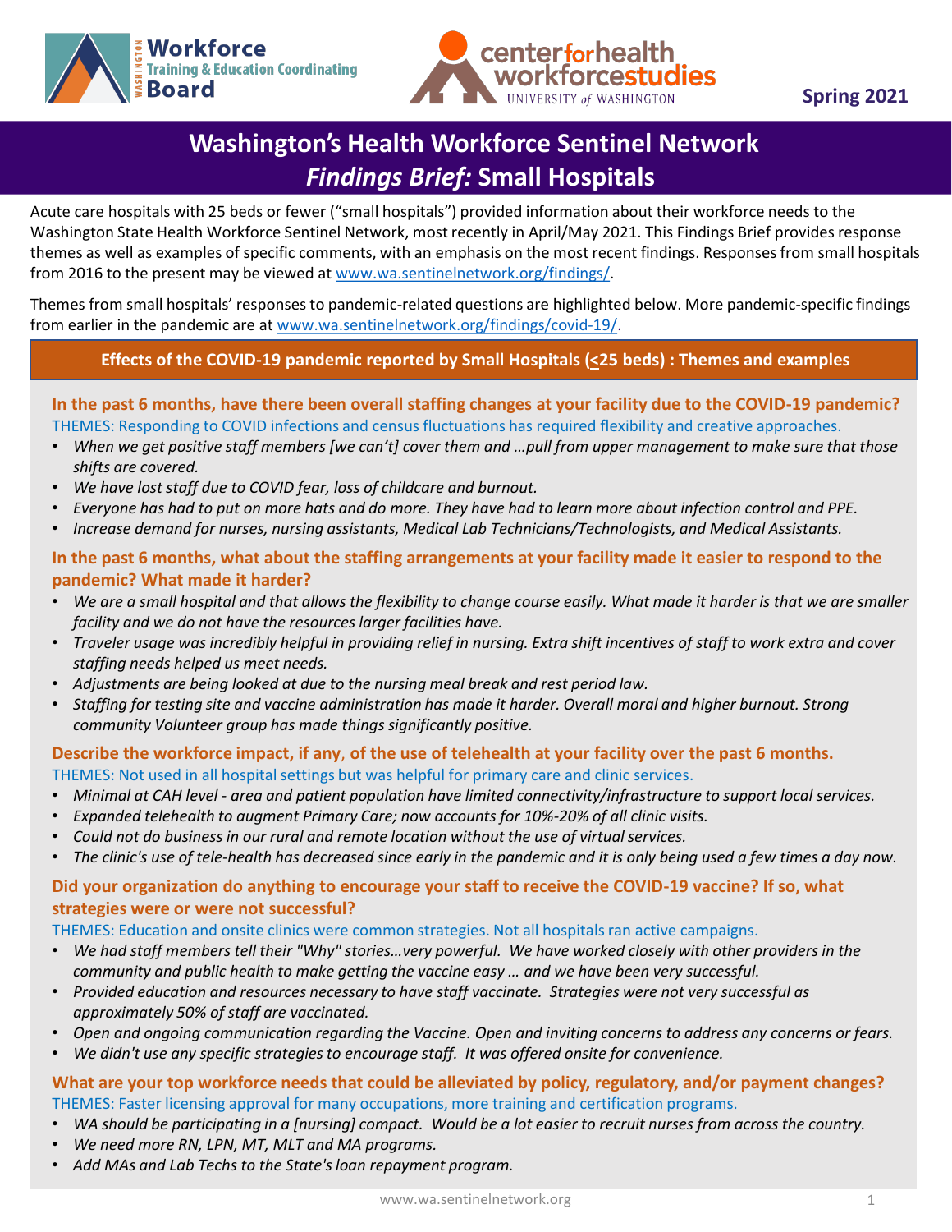Workforce Training & Education Coordinating Board

center for health workforce studies — UNIVERSITY of WASHINGTON

**Spring 2021**

# Washington's Health Workforce Sentinel Network
## *Findings Brief:* Small Hospitals

Acute care hospitals with 25 beds or fewer ("small hospitals") provided information about their workforce needs to the Washington State Health Workforce Sentinel Network, most recently in April/May 2021. This Findings Brief provides response themes as well as examples of specific comments, with an emphasis on the most recent findings. Responses from small hospitals from 2016 to the present may be viewed at www.wa.sentinelnetwork.org/findings/.

Themes from small hospitals' responses to pandemic-related questions are highlighted below. More pandemic-specific findings from earlier in the pandemic are at www.wa.sentinelnetwork.org/findings/covid-19/.

### Effects of the COVID-19 pandemic reported by Small Hospitals (<u><</u>25 beds) : Themes and examples

#### In the past 6 months, have there been overall staffing changes at your facility due to the COVID-19 pandemic?

THEMES: Responding to COVID infections and census fluctuations has required flexibility and creative approaches.

- *When we get positive staff members [we can't] cover them and …pull from upper management to make sure that those shifts are covered.*
- *We have lost staff due to COVID fear, loss of childcare and burnout.*
- *Everyone has had to put on more hats and do more. They have had to learn more about infection control and PPE.*
- *Increase demand for nurses, nursing assistants, Medical Lab Technicians/Technologists, and Medical Assistants.*

#### In the past 6 months, what about the staffing arrangements at your facility made it easier to respond to the pandemic? What made it harder?

- *We are a small hospital and that allows the flexibility to change course easily. What made it harder is that we are smaller facility and we do not have the resources larger facilities have.*
- *Traveler usage was incredibly helpful in providing relief in nursing. Extra shift incentives of staff to work extra and cover staffing needs helped us meet needs.*
- *Adjustments are being looked at due to the nursing meal break and rest period law.*
- *Staffing for testing site and vaccine administration has made it harder. Overall moral and higher burnout. Strong community Volunteer group has made things significantly positive.*

#### Describe the workforce impact, if any, of the use of telehealth at your facility over the past 6 months.

THEMES: Not used in all hospital settings but was helpful for primary care and clinic services.

- *Minimal at CAH level - area and patient population have limited connectivity/infrastructure to support local services.*
- *Expanded telehealth to augment Primary Care; now accounts for 10%-20% of all clinic visits.*
- *Could not do business in our rural and remote location without the use of virtual services.*
- *The clinic's use of tele-health has decreased since early in the pandemic and it is only being used a few times a day now.*

#### Did your organization do anything to encourage your staff to receive the COVID-19 vaccine? If so, what strategies were or were not successful?

THEMES: Education and onsite clinics were common strategies. Not all hospitals ran active campaigns.

- *We had staff members tell their "Why" stories…very powerful. We have worked closely with other providers in the community and public health to make getting the vaccine easy … and we have been very successful.*
- *Provided education and resources necessary to have staff vaccinate. Strategies were not very successful as approximately 50% of staff are vaccinated.*
- *Open and ongoing communication regarding the Vaccine. Open and inviting concerns to address any concerns or fears.*
- *We didn't use any specific strategies to encourage staff. It was offered onsite for convenience.*

#### What are your top workforce needs that could be alleviated by policy, regulatory, and/or payment changes?

THEMES: Faster licensing approval for many occupations, more training and certification programs.

- *WA should be participating in a [nursing] compact. Would be a lot easier to recruit nurses from across the country.*
- *We need more RN, LPN, MT, MLT and MA programs.*
- *Add MAs and Lab Techs to the State's loan repayment program.*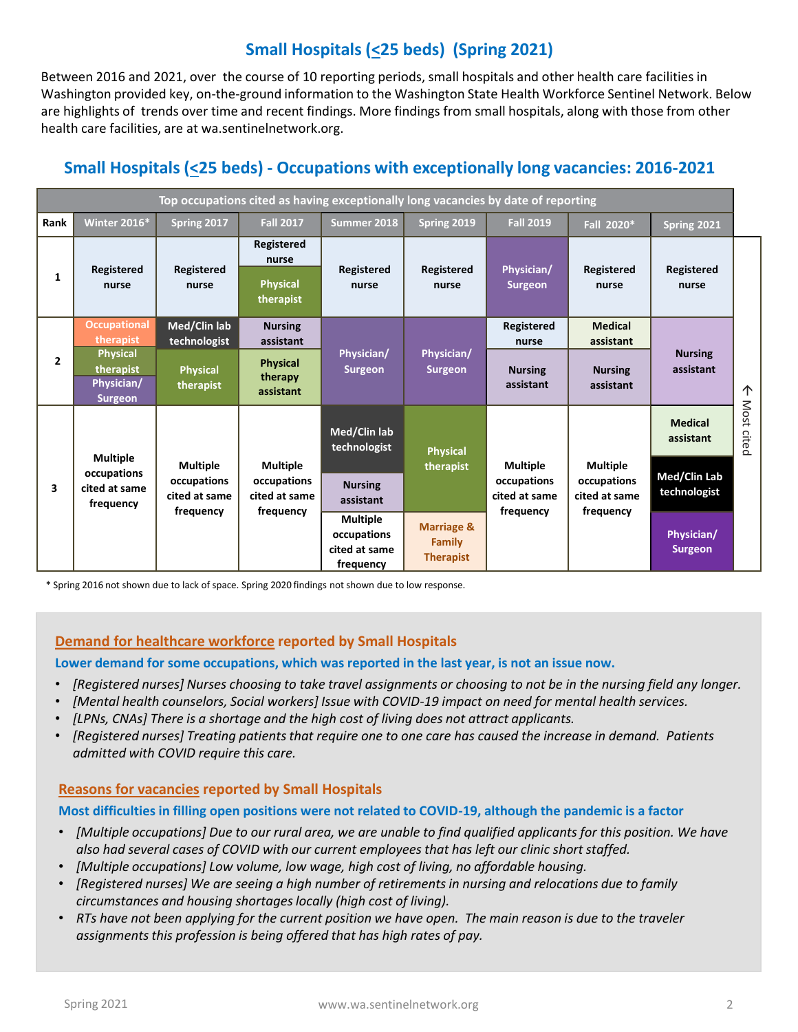## Small Hospitals (≤25 beds) (Spring 2021)

Between 2016 and 2021, over the course of 10 reporting periods, small hospitals and other health care facilities in Washington provided key, on-the-ground information to the Washington State Health Workforce Sentinel Network. Below are highlights of trends over time and recent findings. More findings from small hospitals, along with those from other health care facilities, are at wa.sentinelnetwork.org.

## Small Hospitals (≤25 beds) - Occupations with exceptionally long vacancies: 2016-2021

| Top occupations cited as having exceptionally long vacancies by date of reporting | | | | | | | | |
|---|---|---|---|---|---|---|---|---|
| Rank | Winter 2016* | Spring 2017 | Fall 2017 | Summer 2018 | Spring 2019 | Fall 2019 | Fall 2020* | Spring 2021 |
| 1 | Registered nurse | Registered nurse | Registered nurse; Physical therapist | Registered nurse | Registered nurse | Physician/ Surgeon | Registered nurse | Registered nurse |
| 2 | Occupational therapist; Physical therapist; Physician/ Surgeon | Med/Clin lab technologist; Physical therapist | Nursing assistant; Physical therapy assistant | Physician/ Surgeon | Physician/ Surgeon | Registered nurse; Nursing assistant | Medical assistant; Nursing assistant | Nursing assistant |
| 3 | Multiple occupations cited at same frequency | Multiple occupations cited at same frequency | Multiple occupations cited at same frequency | Med/Clin lab technologist; Nursing assistant; Multiple occupations cited at same frequency | Physical therapist; Marriage & Family Therapist | Multiple occupations cited at same frequency | Multiple occupations cited at same frequency | Medical assistant; Med/Clin Lab technologist; Physician/ Surgeon |

↑ Most cited

\* Spring 2016 not shown due to lack of space. Spring 2020 findings not shown due to low response.

### Demand for healthcare workforce reported by Small Hospitals

**Lower demand for some occupations, which was reported in the last year, is not an issue now.**

- *[Registered nurses] Nurses choosing to take travel assignments or choosing to not be in the nursing field any longer.*
- *[Mental health counselors, Social workers] Issue with COVID-19 impact on need for mental health services.*
- *[LPNs, CNAs] There is a shortage and the high cost of living does not attract applicants.*
- *[Registered nurses] Treating patients that require one to one care has caused the increase in demand. Patients admitted with COVID require this care.*

### Reasons for vacancies reported by Small Hospitals

**Most difficulties in filling open positions were not related to COVID-19, although the pandemic is a factor**

- *[Multiple occupations] Due to our rural area, we are unable to find qualified applicants for this position. We have also had several cases of COVID with our current employees that has left our clinic short staffed.*
- *[Multiple occupations] Low volume, low wage, high cost of living, no affordable housing.*
- *[Registered nurses] We are seeing a high number of retirements in nursing and relocations due to family circumstances and housing shortages locally (high cost of living).*
- *RTs have not been applying for the current position we have open. The main reason is due to the traveler assignments this profession is being offered that has high rates of pay.*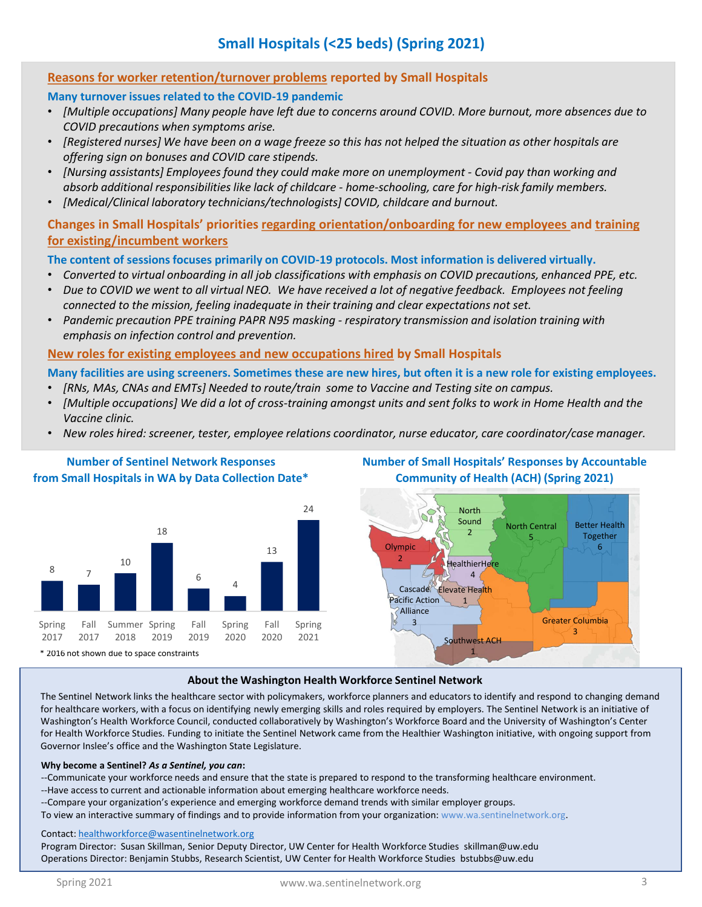# Small Hospitals (<25 beds) (Spring 2021)

## Reasons for worker retention/turnover problems reported by Small Hospitals

**Many turnover issues related to the COVID-19 pandemic**

- *[Multiple occupations] Many people have left due to concerns around COVID. More burnout, more absences due to COVID precautions when symptoms arise.*
- *[Registered nurses] We have been on a wage freeze so this has not helped the situation as other hospitals are offering sign on bonuses and COVID care stipends.*
- *[Nursing assistants] Employees found they could make more on unemployment - Covid pay than working and absorb additional responsibilities like lack of childcare - home-schooling, care for high-risk family members.*
- *[Medical/Clinical laboratory technicians/technologists] COVID, childcare and burnout.*

## Changes in Small Hospitals' priorities regarding orientation/onboarding for new employees and training for existing/incumbent workers

**The content of sessions focuses primarily on COVID-19 protocols. Most information is delivered virtually.**

- *Converted to virtual onboarding in all job classifications with emphasis on COVID precautions, enhanced PPE, etc.*
- *Due to COVID we went to all virtual NEO. We have received a lot of negative feedback. Employees not feeling connected to the mission, feeling inadequate in their training and clear expectations not set.*
- *Pandemic precaution PPE training PAPR N95 masking - respiratory transmission and isolation training with emphasis on infection control and prevention.*

## New roles for existing employees and new occupations hired by Small Hospitals

**Many facilities are using screeners. Sometimes these are new hires, but often it is a new role for existing employees.**

- *[RNs, MAs, CNAs and EMTs] Needed to route/train some to Vaccine and Testing site on campus.*
- *[Multiple occupations] We did a lot of cross-training amongst units and sent folks to work in Home Health and the Vaccine clinic.*
- *New roles hired: screener, tester, employee relations coordinator, nurse educator, care coordinator/case manager.*

### Number of Sentinel Network Responses from Small Hospitals in WA by Data Collection Date*

Spring 2017: 8
Fall 2017: 7
Summer 2018: 10
Spring 2019: 18
Fall 2019: 6
Spring 2020: 4
Fall 2020: 13
Spring 2021: 24

\* 2016 not shown due to space constraints

### Number of Small Hospitals' Responses by Accountable Community of Health (ACH) (Spring 2021)

North Sound 2
North Central 5
Better Health Together 6
Olympic 2
HealthierHere 4
Cascade Pacific Action Alliance 3
Elevate Health 1
Greater Columbia 3
Southwest ACH 1

### About the Washington Health Workforce Sentinel Network

The Sentinel Network links the healthcare sector with policymakers, workforce planners and educators to identify and respond to changing demand for healthcare workers, with a focus on identifying newly emerging skills and roles required by employers. The Sentinel Network is an initiative of Washington's Health Workforce Council, conducted collaboratively by Washington's Workforce Board and the University of Washington's Center for Health Workforce Studies. Funding to initiate the Sentinel Network came from the Healthier Washington initiative, with ongoing support from Governor Inslee's office and the Washington State Legislature.

**Why become a Sentinel?** ***As a Sentinel, you can*****:**

--Communicate your workforce needs and ensure that the state is prepared to respond to the transforming healthcare environment.
--Have access to current and actionable information about emerging healthcare workforce needs.
--Compare your organization's experience and emerging workforce demand trends with similar employer groups.
To view an interactive summary of findings and to provide information from your organization: www.wa.sentinelnetwork.org.

Contact: healthworkforce@wasentinelnetwork.org
Program Director: Susan Skillman, Senior Deputy Director, UW Center for Health Workforce Studies skillman@uw.edu
Operations Director: Benjamin Stubbs, Research Scientist, UW Center for Health Workforce Studies bstubbs@uw.edu